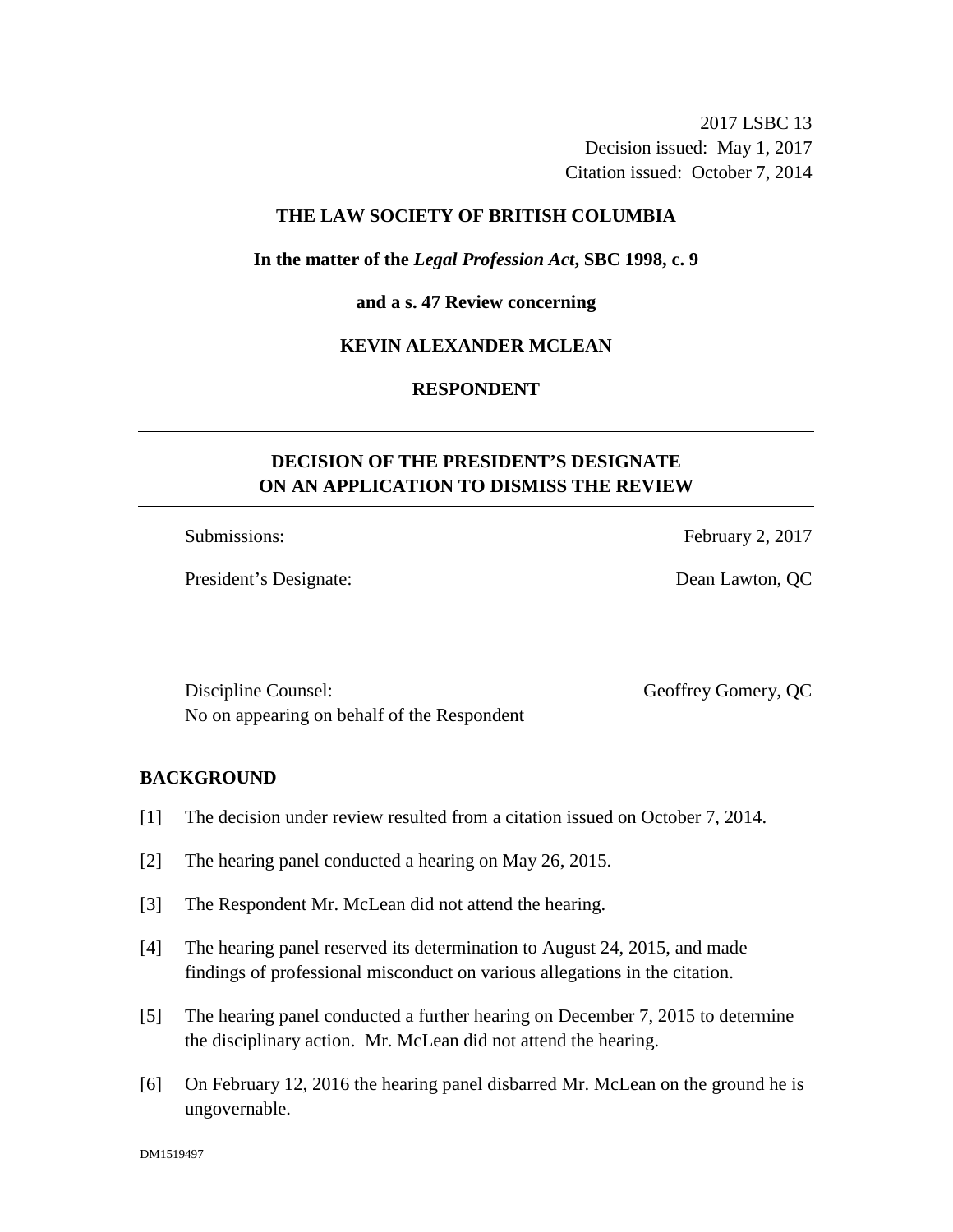2017 LSBC 13
Decision issued: May 1, 2017
Citation issued: October 7, 2014

**THE LAW SOCIETY OF BRITISH COLUMBIA**

**In the matter of the *Legal Profession Act*, SBC 1998, c. 9**

**and a s. 47 Review concerning**

**KEVIN ALEXANDER MCLEAN**

**RESPONDENT**

---

## DECISION OF THE PRESIDENT'S DESIGNATE ON AN APPLICATION TO DISMISS THE REVIEW

---

Submissions: February 2, 2017

President's Designate: Dean Lawton, QC

Discipline Counsel: Geoffrey Gomery, QC

No on appearing on behalf of the Respondent

## BACKGROUND

[1] The decision under review resulted from a citation issued on October 7, 2014.

[2] The hearing panel conducted a hearing on May 26, 2015.

[3] The Respondent Mr. McLean did not attend the hearing.

[4] The hearing panel reserved its determination to August 24, 2015, and made findings of professional misconduct on various allegations in the citation.

[5] The hearing panel conducted a further hearing on December 7, 2015 to determine the disciplinary action. Mr. McLean did not attend the hearing.

[6] On February 12, 2016 the hearing panel disbarred Mr. McLean on the ground he is ungovernable.

DM1519497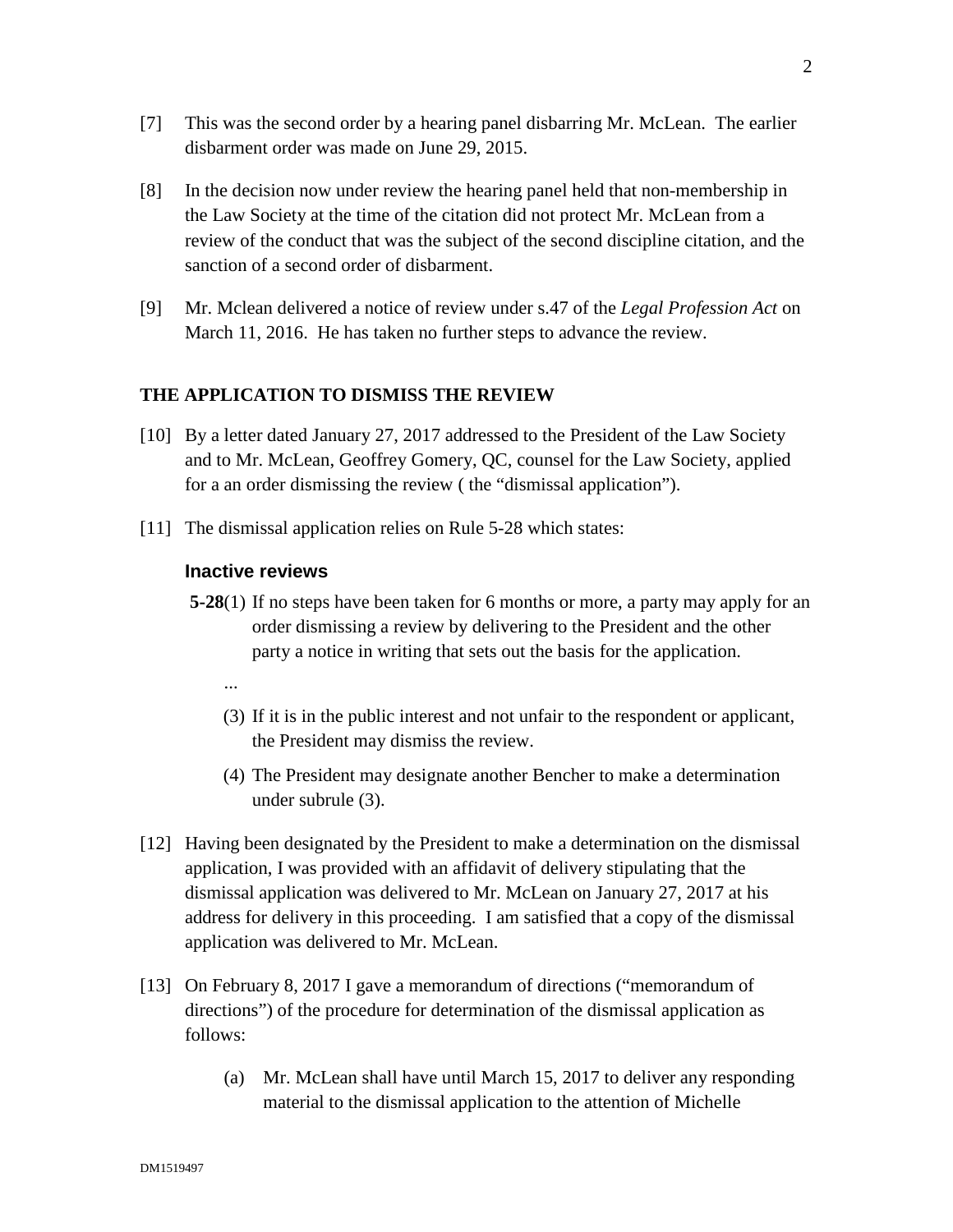[7] This was the second order by a hearing panel disbarring Mr. McLean. The earlier disbarment order was made on June 29, 2015.

[8] In the decision now under review the hearing panel held that non-membership in the Law Society at the time of the citation did not protect Mr. McLean from a review of the conduct that was the subject of the second discipline citation, and the sanction of a second order of disbarment.

[9] Mr. Mclean delivered a notice of review under s.47 of the *Legal Profession Act* on March 11, 2016. He has taken no further steps to advance the review.

## THE APPLICATION TO DISMISS THE REVIEW

[10] By a letter dated January 27, 2017 addressed to the President of the Law Society and to Mr. McLean, Geoffrey Gomery, QC, counsel for the Law Society, applied for a an order dismissing the review ( the "dismissal application").

[11] The dismissal application relies on Rule 5-28 which states:

### Inactive reviews

**5-28**(1) If no steps have been taken for 6 months or more, a party may apply for an order dismissing a review by delivering to the President and the other party a notice in writing that sets out the basis for the application.

...

(3) If it is in the public interest and not unfair to the respondent or applicant, the President may dismiss the review.

(4) The President may designate another Bencher to make a determination under subrule (3).

[12] Having been designated by the President to make a determination on the dismissal application, I was provided with an affidavit of delivery stipulating that the dismissal application was delivered to Mr. McLean on January 27, 2017 at his address for delivery in this proceeding. I am satisfied that a copy of the dismissal application was delivered to Mr. McLean.

[13] On February 8, 2017 I gave a memorandum of directions ("memorandum of directions") of the procedure for determination of the dismissal application as follows:

(a) Mr. McLean shall have until March 15, 2017 to deliver any responding material to the dismissal application to the attention of Michelle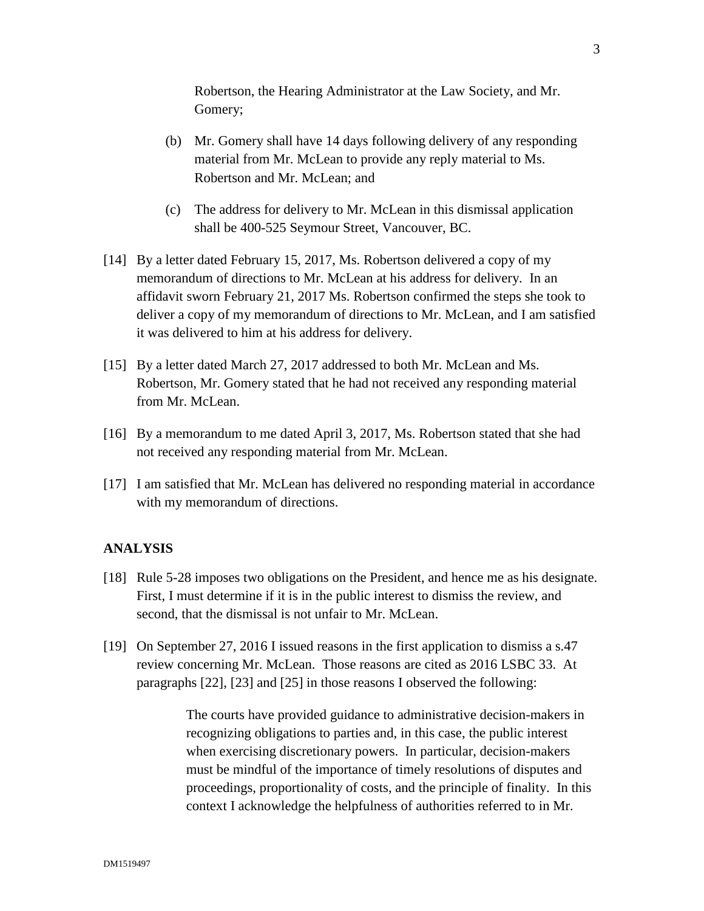Robertson, the Hearing Administrator at the Law Society, and Mr. Gomery;

(b) Mr. Gomery shall have 14 days following delivery of any responding material from Mr. McLean to provide any reply material to Ms. Robertson and Mr. McLean; and

(c) The address for delivery to Mr. McLean in this dismissal application shall be 400-525 Seymour Street, Vancouver, BC.

[14] By a letter dated February 15, 2017, Ms. Robertson delivered a copy of my memorandum of directions to Mr. McLean at his address for delivery. In an affidavit sworn February 21, 2017 Ms. Robertson confirmed the steps she took to deliver a copy of my memorandum of directions to Mr. McLean, and I am satisfied it was delivered to him at his address for delivery.

[15] By a letter dated March 27, 2017 addressed to both Mr. McLean and Ms. Robertson, Mr. Gomery stated that he had not received any responding material from Mr. McLean.

[16] By a memorandum to me dated April 3, 2017, Ms. Robertson stated that she had not received any responding material from Mr. McLean.

[17] I am satisfied that Mr. McLean has delivered no responding material in accordance with my memorandum of directions.

## ANALYSIS

[18] Rule 5-28 imposes two obligations on the President, and hence me as his designate. First, I must determine if it is in the public interest to dismiss the review, and second, that the dismissal is not unfair to Mr. McLean.

[19] On September 27, 2016 I issued reasons in the first application to dismiss a s.47 review concerning Mr. McLean. Those reasons are cited as 2016 LSBC 33. At paragraphs [22], [23] and [25] in those reasons I observed the following:

> The courts have provided guidance to administrative decision-makers in recognizing obligations to parties and, in this case, the public interest when exercising discretionary powers. In particular, decision-makers must be mindful of the importance of timely resolutions of disputes and proceedings, proportionality of costs, and the principle of finality. In this context I acknowledge the helpfulness of authorities referred to in Mr.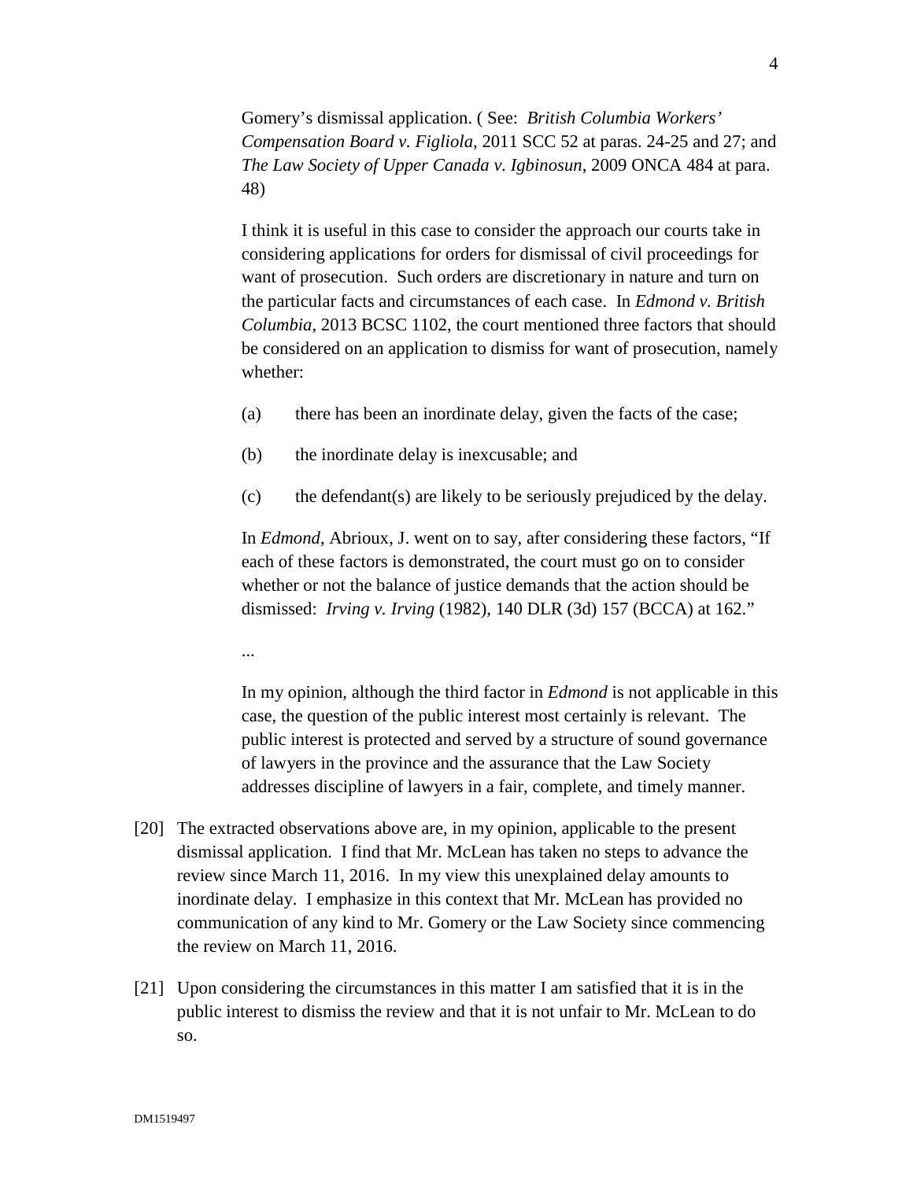> Gomery's dismissal application. ( See: *British Columbia Workers' Compensation Board v. Figliola*, 2011 SCC 52 at paras. 24-25 and 27; and *The Law Society of Upper Canada v. Igbinosun*, 2009 ONCA 484 at para. 48)
>
> I think it is useful in this case to consider the approach our courts take in considering applications for orders for dismissal of civil proceedings for want of prosecution. Such orders are discretionary in nature and turn on the particular facts and circumstances of each case. In *Edmond v. British Columbia*, 2013 BCSC 1102, the court mentioned three factors that should be considered on an application to dismiss for want of prosecution, namely whether:
>
> (a) there has been an inordinate delay, given the facts of the case;
>
> (b) the inordinate delay is inexcusable; and
>
> (c) the defendant(s) are likely to be seriously prejudiced by the delay.
>
> In *Edmond*, Abrioux, J. went on to say, after considering these factors, "If each of these factors is demonstrated, the court must go on to consider whether or not the balance of justice demands that the action should be dismissed: *Irving v. Irving* (1982), 140 DLR (3d) 157 (BCCA) at 162."
>
> ...
>
> In my opinion, although the third factor in *Edmond* is not applicable in this case, the question of the public interest most certainly is relevant. The public interest is protected and served by a structure of sound governance of lawyers in the province and the assurance that the Law Society addresses discipline of lawyers in a fair, complete, and timely manner.

[20] The extracted observations above are, in my opinion, applicable to the present dismissal application. I find that Mr. McLean has taken no steps to advance the review since March 11, 2016. In my view this unexplained delay amounts to inordinate delay. I emphasize in this context that Mr. McLean has provided no communication of any kind to Mr. Gomery or the Law Society since commencing the review on March 11, 2016.

[21] Upon considering the circumstances in this matter I am satisfied that it is in the public interest to dismiss the review and that it is not unfair to Mr. McLean to do so.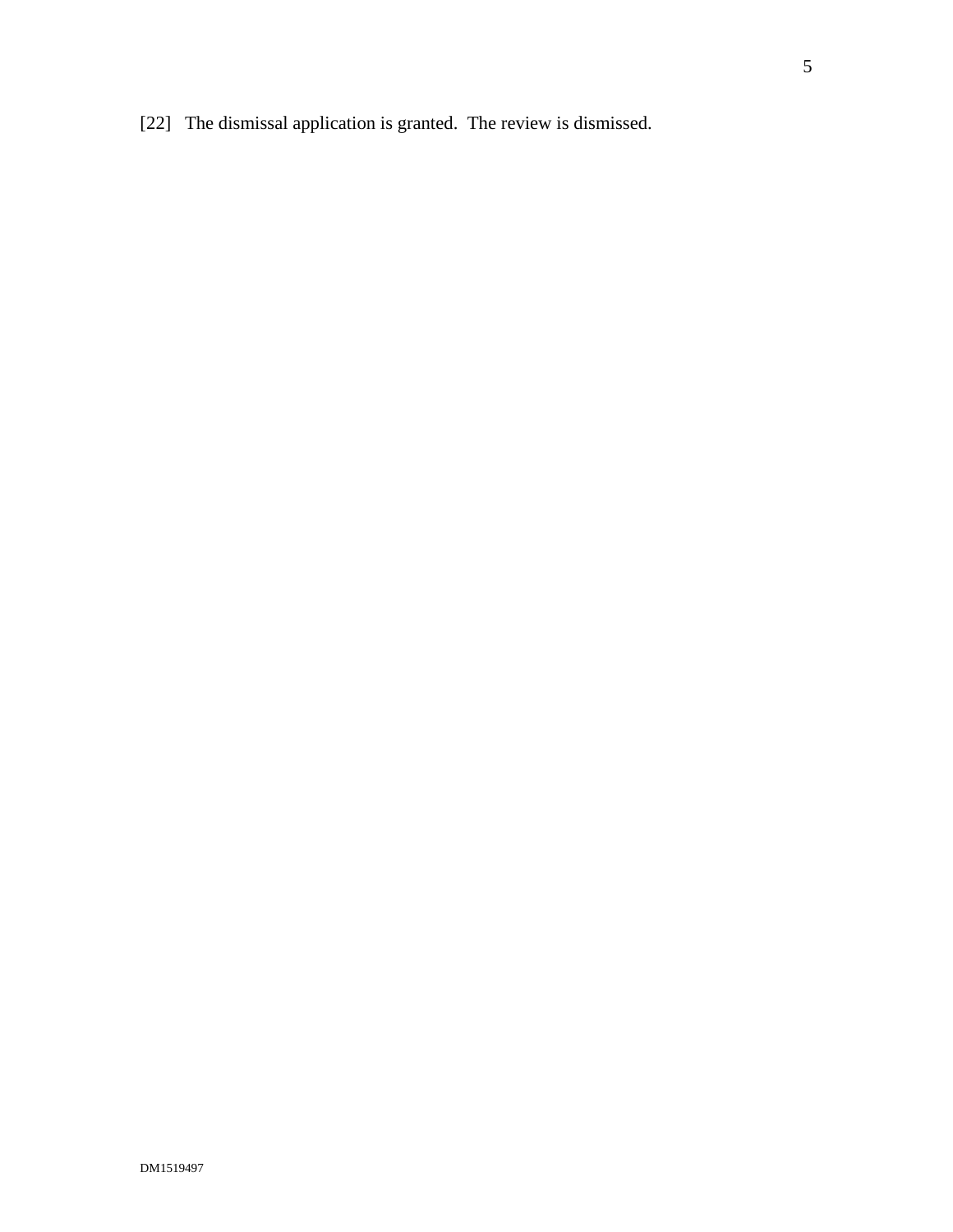[22] The dismissal application is granted. The review is dismissed.

DM1519497